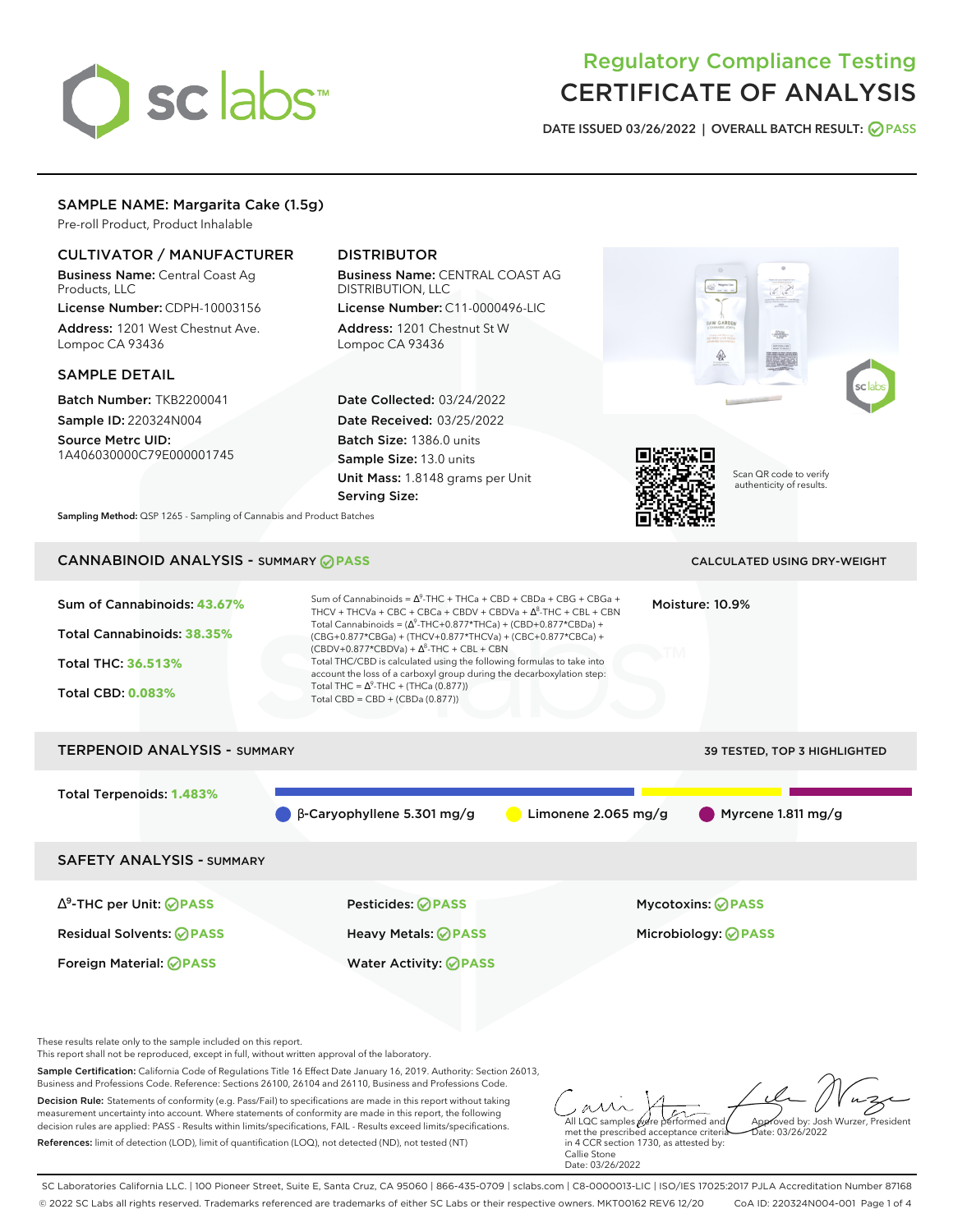# Regulatory Compliance Testing
# CERTIFICATE OF ANALYSIS

DATE ISSUED 03/26/2022 | OVERALL BATCH RESULT: PASS

## SAMPLE NAME: Margarita Cake (1.5g)

Pre-roll Product, Product Inhalable

### CULTIVATOR / MANUFACTURER

**Business Name:** Central Coast Ag Products, LLC

**License Number:** CDPH-10003156

**Address:** 1201 West Chestnut Ave. Lompoc CA 93436

### DISTRIBUTOR

**Business Name:** CENTRAL COAST AG DISTRIBUTION, LLC

**License Number:** C11-0000496-LIC

**Address:** 1201 Chestnut St W Lompoc CA 93436

### SAMPLE DETAIL

**Batch Number:** TKB2200041

**Sample ID:** 220324N004

**Source Metrc UID:** 1A406030000C79E000001745

**Date Collected:** 03/24/2022

**Date Received:** 03/25/2022

**Batch Size:** 1386.0 units

**Sample Size:** 13.0 units

**Unit Mass:** 1.8148 grams per Unit

**Serving Size:**

Scan QR code to verify authenticity of results.

**Sampling Method:** QSP 1265 - Sampling of Cannabis and Product Batches

## CANNABINOID ANALYSIS - SUMMARY PASS

CALCULATED USING DRY-WEIGHT

**Sum of Cannabinoids:** 43.67%

**Total Cannabinoids:** 38.35%

**Total THC:** 36.513%

**Total CBD:** 0.083%

Sum of Cannabinoids = $\Delta^9$-THC + THCa + CBD + CBDa + CBG + CBGa + THCV + THCVa + CBC + CBCa + CBDV + CBDVa + $\Delta^8$-THC + CBL + CBN

Total Cannabinoids = ($\Delta^9$-THC+0.877*THCa) + (CBD+0.877*CBDa) + (CBG+0.877*CBGa) + (THCV+0.877*THCVa) + (CBC+0.877*CBCa) + (CBDV+0.877*CBDVa) + $\Delta^8$-THC + CBL + CBN

Total THC/CBD is calculated using the following formulas to take into account the loss of a carboxyl group during the decarboxylation step:

Total THC = $\Delta^9$-THC + (THCa (0.877))

Total CBD = CBD + (CBDa (0.877))

**Moisture:** 10.9%

## TERPENOID ANALYSIS - SUMMARY

39 TESTED, TOP 3 HIGHLIGHTED

**Total Terpenoids:** 1.483%

β-Caryophyllene 5.301 mg/g | Limonene 2.065 mg/g | Myrcene 1.811 mg/g

## SAFETY ANALYSIS - SUMMARY

| | | |
|---|---|---|
| $\Delta^9$-THC per Unit: PASS | Pesticides: PASS | Mycotoxins: PASS |
| Residual Solvents: PASS | Heavy Metals: PASS | Microbiology: PASS |
| Foreign Material: PASS | Water Activity: PASS | |

These results relate only to the sample included on this report.
This report shall not be reproduced, except in full, without written approval of the laboratory.

**Sample Certification:** California Code of Regulations Title 16 Effect Date January 16, 2019. Authority: Section 26013, Business and Professions Code. Reference: Sections 26100, 26104 and 26110, Business and Professions Code.

**Decision Rule:** Statements of conformity (e.g. Pass/Fail) to specifications are made in this report without taking measurement uncertainty into account. Where statements of conformity are made in this report, the following decision rules are applied: PASS - Results within limits/specifications, FAIL - Results exceed limits/specifications.

**References:** limit of detection (LOD), limit of quantification (LOQ), not detected (ND), not tested (NT)

All LQC samples were performed and met the prescribed acceptance criteria in 4 CCR section 1730, as attested by: Callie Stone
Date: 03/26/2022

Approved by: Josh Wurzer, President
Date: 03/26/2022

SC Laboratories California LLC. | 100 Pioneer Street, Suite E, Santa Cruz, CA 95060 | 866-435-0709 | sclabs.com | C8-0000013-LIC | ISO/IES 17025:2017 PJLA Accreditation Number 87168
© 2022 SC Labs all rights reserved. Trademarks referenced are trademarks of either SC Labs or their respective owners. MKT00162 REV6 12/20 CoA ID: 220324N004-001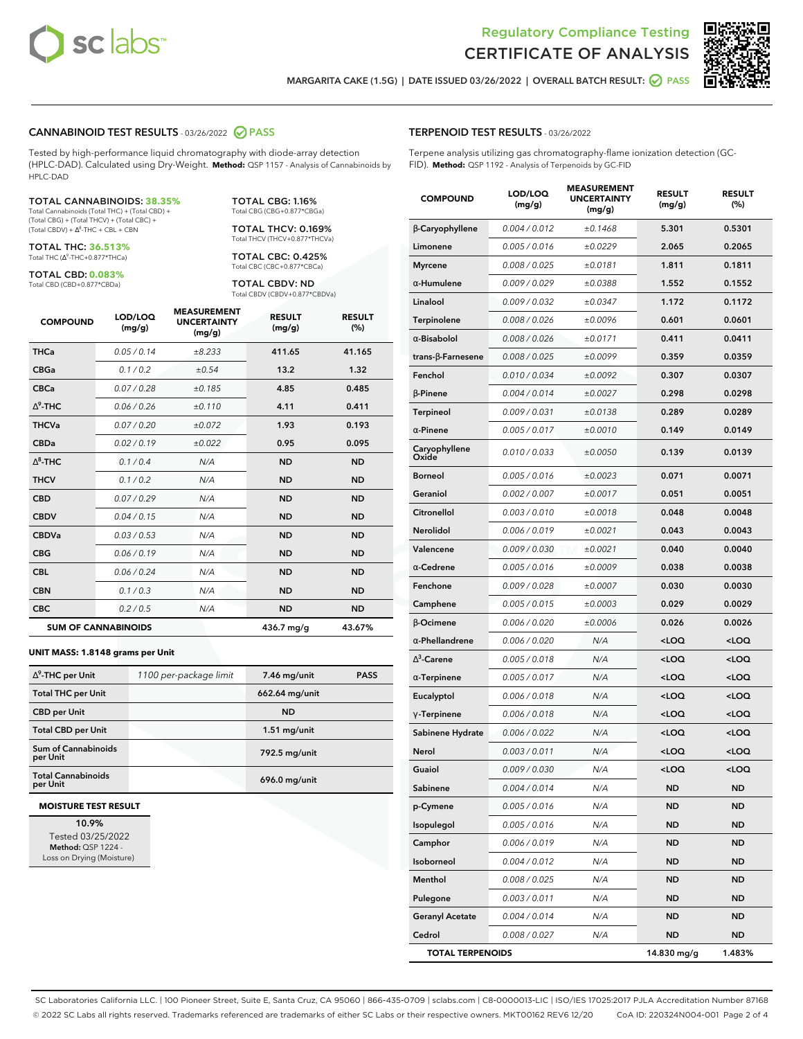Regulatory Compliance Testing
CERTIFICATE OF ANALYSIS

MARGARITA CAKE (1.5G) | DATE ISSUED 03/26/2022 | OVERALL BATCH RESULT: PASS

## CANNABINOID TEST RESULTS - 03/26/2022 PASS

Tested by high-performance liquid chromatography with diode-array detection (HPLC-DAD). Calculated using Dry-Weight. **Method:** QSP 1157 - Analysis of Cannabinoids by HPLC-DAD

**TOTAL CANNABINOIDS: 38.35%**
Total Cannabinoids (Total THC) + (Total CBD) + (Total CBG) + (Total THCV) + (Total CBC) + (Total CBDV) + Δ⁸-THC + CBL + CBN

**TOTAL THC: 36.513%**
Total THC (Δ⁹-THC+0.877*THCa)

**TOTAL CBD: 0.083%**
Total CBD (CBD+0.877*CBDa)

**TOTAL CBG: 1.16%**
Total CBG (CBG+0.877*CBGa)

**TOTAL THCV: 0.169%**
Total THCV (THCV+0.877*THCVa)

**TOTAL CBC: 0.425%**
Total CBC (CBC+0.877*CBCa)

**TOTAL CBDV: ND**
Total CBDV (CBDV+0.877*CBDVa)

| COMPOUND | LOD/LOQ (mg/g) | MEASUREMENT UNCERTAINTY (mg/g) | RESULT (mg/g) | RESULT (%) |
|---|---|---|---|---|
| THCa | 0.05 / 0.14 | ±8.233 | 411.65 | 41.165 |
| CBGa | 0.1 / 0.2 | ±0.54 | 13.2 | 1.32 |
| CBCa | 0.07 / 0.28 | ±0.185 | 4.85 | 0.485 |
| Δ⁹-THC | 0.06 / 0.26 | ±0.110 | 4.11 | 0.411 |
| THCVa | 0.07 / 0.20 | ±0.072 | 1.93 | 0.193 |
| CBDa | 0.02 / 0.19 | ±0.022 | 0.95 | 0.095 |
| Δ⁸-THC | 0.1 / 0.4 | N/A | ND | ND |
| THCV | 0.1 / 0.2 | N/A | ND | ND |
| CBD | 0.07 / 0.29 | N/A | ND | ND |
| CBDV | 0.04 / 0.15 | N/A | ND | ND |
| CBDVa | 0.03 / 0.53 | N/A | ND | ND |
| CBG | 0.06 / 0.19 | N/A | ND | ND |
| CBL | 0.06 / 0.24 | N/A | ND | ND |
| CBN | 0.1 / 0.3 | N/A | ND | ND |
| CBC | 0.2 / 0.5 | N/A | ND | ND |
| **SUM OF CANNABINOIDS** | | | **436.7 mg/g** | **43.67%** |

**UNIT MASS: 1.8148 grams per Unit**

| | | | |
|---|---|---|---|
| Δ⁹-THC per Unit | 1100 per-package limit | 7.46 mg/unit | PASS |
| Total THC per Unit | | 662.64 mg/unit | |
| CBD per Unit | | ND | |
| Total CBD per Unit | | 1.51 mg/unit | |
| Sum of Cannabinoids per Unit | | 792.5 mg/unit | |
| Total Cannabinoids per Unit | | 696.0 mg/unit | |

**MOISTURE TEST RESULT**

10.9%
Tested 03/25/2022
**Method:** QSP 1224 - Loss on Drying (Moisture)

## TERPENOID TEST RESULTS - 03/26/2022

Terpene analysis utilizing gas chromatography-flame ionization detection (GC-FID). **Method:** QSP 1192 - Analysis of Terpenoids by GC-FID

| COMPOUND | LOD/LOQ (mg/g) | MEASUREMENT UNCERTAINTY (mg/g) | RESULT (mg/g) | RESULT (%) |
|---|---|---|---|---|
| β-Caryophyllene | 0.004 / 0.012 | ±0.1468 | 5.301 | 0.5301 |
| Limonene | 0.005 / 0.016 | ±0.0229 | 2.065 | 0.2065 |
| Myrcene | 0.008 / 0.025 | ±0.0181 | 1.811 | 0.1811 |
| α-Humulene | 0.009 / 0.029 | ±0.0388 | 1.552 | 0.1552 |
| Linalool | 0.009 / 0.032 | ±0.0347 | 1.172 | 0.1172 |
| Terpinolene | 0.008 / 0.026 | ±0.0096 | 0.601 | 0.0601 |
| α-Bisabolol | 0.008 / 0.026 | ±0.0171 | 0.411 | 0.0411 |
| trans-β-Farnesene | 0.008 / 0.025 | ±0.0099 | 0.359 | 0.0359 |
| Fenchol | 0.010 / 0.034 | ±0.0092 | 0.307 | 0.0307 |
| β-Pinene | 0.004 / 0.014 | ±0.0027 | 0.298 | 0.0298 |
| Terpineol | 0.009 / 0.031 | ±0.0138 | 0.289 | 0.0289 |
| α-Pinene | 0.005 / 0.017 | ±0.0010 | 0.149 | 0.0149 |
| Caryophyllene Oxide | 0.010 / 0.033 | ±0.0050 | 0.139 | 0.0139 |
| Borneol | 0.005 / 0.016 | ±0.0023 | 0.071 | 0.0071 |
| Geraniol | 0.002 / 0.007 | ±0.0017 | 0.051 | 0.0051 |
| Citronellol | 0.003 / 0.010 | ±0.0018 | 0.048 | 0.0048 |
| Nerolidol | 0.006 / 0.019 | ±0.0021 | 0.043 | 0.0043 |
| Valencene | 0.009 / 0.030 | ±0.0021 | 0.040 | 0.0040 |
| α-Cedrene | 0.005 / 0.016 | ±0.0009 | 0.038 | 0.0038 |
| Fenchone | 0.009 / 0.028 | ±0.0007 | 0.030 | 0.0030 |
| Camphene | 0.005 / 0.015 | ±0.0003 | 0.029 | 0.0029 |
| β-Ocimene | 0.006 / 0.020 | ±0.0006 | 0.026 | 0.0026 |
| α-Phellandrene | 0.006 / 0.020 | N/A | <LOQ | <LOQ |
| Δ³-Carene | 0.005 / 0.018 | N/A | <LOQ | <LOQ |
| α-Terpinene | 0.005 / 0.017 | N/A | <LOQ | <LOQ |
| Eucalyptol | 0.006 / 0.018 | N/A | <LOQ | <LOQ |
| γ-Terpinene | 0.006 / 0.018 | N/A | <LOQ | <LOQ |
| Sabinene Hydrate | 0.006 / 0.022 | N/A | <LOQ | <LOQ |
| Nerol | 0.003 / 0.011 | N/A | <LOQ | <LOQ |
| Guaiol | 0.009 / 0.030 | N/A | <LOQ | <LOQ |
| Sabinene | 0.004 / 0.014 | N/A | ND | ND |
| p-Cymene | 0.005 / 0.016 | N/A | ND | ND |
| Isopulegol | 0.005 / 0.016 | N/A | ND | ND |
| Camphor | 0.006 / 0.019 | N/A | ND | ND |
| Isoborneol | 0.004 / 0.012 | N/A | ND | ND |
| Menthol | 0.008 / 0.025 | N/A | ND | ND |
| Pulegone | 0.003 / 0.011 | N/A | ND | ND |
| Geranyl Acetate | 0.004 / 0.014 | N/A | ND | ND |
| Cedrol | 0.008 / 0.027 | N/A | ND | ND |
| **TOTAL TERPENOIDS** | | | **14.830 mg/g** | **1.483%** |

SC Laboratories California LLC. | 100 Pioneer Street, Suite E, Santa Cruz, CA 95060 | 866-435-0709 | sclabs.com | C8-0000013-LIC | ISO/IES 17025:2017 PJLA Accreditation Number 87168
© 2022 SC Labs all rights reserved. Trademarks referenced are trademarks of either SC Labs or their respective owners. MKT00162 REV6 12/20 CoA ID: 220324N004-001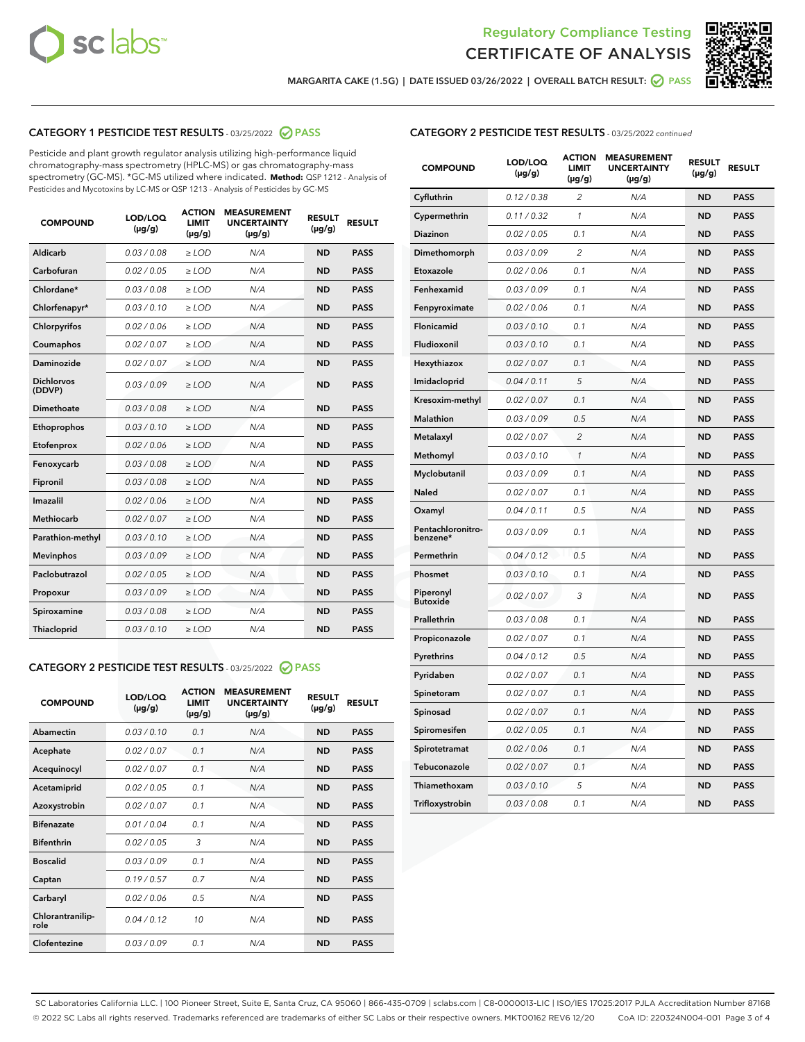Regulatory Compliance Testing
# CERTIFICATE OF ANALYSIS

MARGARITA CAKE (1.5G) | DATE ISSUED 03/26/2022 | OVERALL BATCH RESULT: PASS

## CATEGORY 1 PESTICIDE TEST RESULTS - 03/25/2022 PASS

Pesticide and plant growth regulator analysis utilizing high-performance liquid chromatography-mass spectrometry (HPLC-MS) or gas chromatography-mass spectrometry (GC-MS). *GC-MS utilized where indicated. **Method:** QSP 1212 - Analysis of Pesticides and Mycotoxins by LC-MS or QSP 1213 - Analysis of Pesticides by GC-MS

| COMPOUND | LOD/LOQ (µg/g) | ACTION LIMIT (µg/g) | MEASUREMENT UNCERTAINTY (µg/g) | RESULT (µg/g) | RESULT |
|---|---|---|---|---|---|
| Aldicarb | 0.03 / 0.08 | ≥ LOD | N/A | ND | PASS |
| Carbofuran | 0.02 / 0.05 | ≥ LOD | N/A | ND | PASS |
| Chlordane* | 0.03 / 0.08 | ≥ LOD | N/A | ND | PASS |
| Chlorfenapyr* | 0.03 / 0.10 | ≥ LOD | N/A | ND | PASS |
| Chlorpyrifos | 0.02 / 0.06 | ≥ LOD | N/A | ND | PASS |
| Coumaphos | 0.02 / 0.07 | ≥ LOD | N/A | ND | PASS |
| Daminozide | 0.02 / 0.07 | ≥ LOD | N/A | ND | PASS |
| Dichlorvos (DDVP) | 0.03 / 0.09 | ≥ LOD | N/A | ND | PASS |
| Dimethoate | 0.03 / 0.08 | ≥ LOD | N/A | ND | PASS |
| Ethoprophos | 0.03 / 0.10 | ≥ LOD | N/A | ND | PASS |
| Etofenprox | 0.02 / 0.06 | ≥ LOD | N/A | ND | PASS |
| Fenoxycarb | 0.03 / 0.08 | ≥ LOD | N/A | ND | PASS |
| Fipronil | 0.03 / 0.08 | ≥ LOD | N/A | ND | PASS |
| Imazalil | 0.02 / 0.06 | ≥ LOD | N/A | ND | PASS |
| Methiocarb | 0.02 / 0.07 | ≥ LOD | N/A | ND | PASS |
| Parathion-methyl | 0.03 / 0.10 | ≥ LOD | N/A | ND | PASS |
| Mevinphos | 0.03 / 0.09 | ≥ LOD | N/A | ND | PASS |
| Paclobutrazol | 0.02 / 0.05 | ≥ LOD | N/A | ND | PASS |
| Propoxur | 0.03 / 0.09 | ≥ LOD | N/A | ND | PASS |
| Spiroxamine | 0.03 / 0.08 | ≥ LOD | N/A | ND | PASS |
| Thiacloprid | 0.03 / 0.10 | ≥ LOD | N/A | ND | PASS |

## CATEGORY 2 PESTICIDE TEST RESULTS - 03/25/2022 PASS

| COMPOUND | LOD/LOQ (µg/g) | ACTION LIMIT (µg/g) | MEASUREMENT UNCERTAINTY (µg/g) | RESULT (µg/g) | RESULT |
|---|---|---|---|---|---|
| Abamectin | 0.03 / 0.10 | 0.1 | N/A | ND | PASS |
| Acephate | 0.02 / 0.07 | 0.1 | N/A | ND | PASS |
| Acequinocyl | 0.02 / 0.07 | 0.1 | N/A | ND | PASS |
| Acetamiprid | 0.02 / 0.05 | 0.1 | N/A | ND | PASS |
| Azoxystrobin | 0.02 / 0.07 | 0.1 | N/A | ND | PASS |
| Bifenazate | 0.01 / 0.04 | 0.1 | N/A | ND | PASS |
| Bifenthrin | 0.02 / 0.05 | 3 | N/A | ND | PASS |
| Boscalid | 0.03 / 0.09 | 0.1 | N/A | ND | PASS |
| Captan | 0.19 / 0.57 | 0.7 | N/A | ND | PASS |
| Carbaryl | 0.02 / 0.06 | 0.5 | N/A | ND | PASS |
| Chlorantraniliprole | 0.04 / 0.12 | 10 | N/A | ND | PASS |
| Clofentezine | 0.03 / 0.09 | 0.1 | N/A | ND | PASS |
| Cyfluthrin | 0.12 / 0.38 | 2 | N/A | ND | PASS |
| Cypermethrin | 0.11 / 0.32 | 1 | N/A | ND | PASS |
| Diazinon | 0.02 / 0.05 | 0.1 | N/A | ND | PASS |
| Dimethomorph | 0.03 / 0.09 | 2 | N/A | ND | PASS |
| Etoxazole | 0.02 / 0.06 | 0.1 | N/A | ND | PASS |
| Fenhexamid | 0.03 / 0.09 | 0.1 | N/A | ND | PASS |
| Fenpyroximate | 0.02 / 0.06 | 0.1 | N/A | ND | PASS |
| Flonicamid | 0.03 / 0.10 | 0.1 | N/A | ND | PASS |
| Fludioxonil | 0.03 / 0.10 | 0.1 | N/A | ND | PASS |
| Hexythiazox | 0.02 / 0.07 | 0.1 | N/A | ND | PASS |
| Imidacloprid | 0.04 / 0.11 | 5 | N/A | ND | PASS |
| Kresoxim-methyl | 0.02 / 0.07 | 0.1 | N/A | ND | PASS |
| Malathion | 0.03 / 0.09 | 0.5 | N/A | ND | PASS |
| Metalaxyl | 0.02 / 0.07 | 2 | N/A | ND | PASS |
| Methomyl | 0.03 / 0.10 | 1 | N/A | ND | PASS |
| Myclobutanil | 0.03 / 0.09 | 0.1 | N/A | ND | PASS |
| Naled | 0.02 / 0.07 | 0.1 | N/A | ND | PASS |
| Oxamyl | 0.04 / 0.11 | 0.5 | N/A | ND | PASS |
| Pentachloronitrobenzene* | 0.03 / 0.09 | 0.1 | N/A | ND | PASS |
| Permethrin | 0.04 / 0.12 | 0.5 | N/A | ND | PASS |
| Phosmet | 0.03 / 0.10 | 0.1 | N/A | ND | PASS |
| Piperonyl Butoxide | 0.02 / 0.07 | 3 | N/A | ND | PASS |
| Prallethrin | 0.03 / 0.08 | 0.1 | N/A | ND | PASS |
| Propiconazole | 0.02 / 0.07 | 0.1 | N/A | ND | PASS |
| Pyrethrins | 0.04 / 0.12 | 0.5 | N/A | ND | PASS |
| Pyridaben | 0.02 / 0.07 | 0.1 | N/A | ND | PASS |
| Spinetoram | 0.02 / 0.07 | 0.1 | N/A | ND | PASS |
| Spinosad | 0.02 / 0.07 | 0.1 | N/A | ND | PASS |
| Spiromesifen | 0.02 / 0.05 | 0.1 | N/A | ND | PASS |
| Spirotetramat | 0.02 / 0.06 | 0.1 | N/A | ND | PASS |
| Tebuconazole | 0.02 / 0.07 | 0.1 | N/A | ND | PASS |
| Thiamethoxam | 0.03 / 0.10 | 5 | N/A | ND | PASS |
| Trifloxystrobin | 0.03 / 0.08 | 0.1 | N/A | ND | PASS |

SC Laboratories California LLC. | 100 Pioneer Street, Suite E, Santa Cruz, CA 95060 | 866-435-0709 | sclabs.com | C8-0000013-LIC | ISO/IES 17025:2017 PJLA Accreditation Number 87168
© 2022 SC Labs all rights reserved. Trademarks referenced are trademarks of either SC Labs or their respective owners. MKT00162 REV6 12/20 CoA ID: 220324N004-001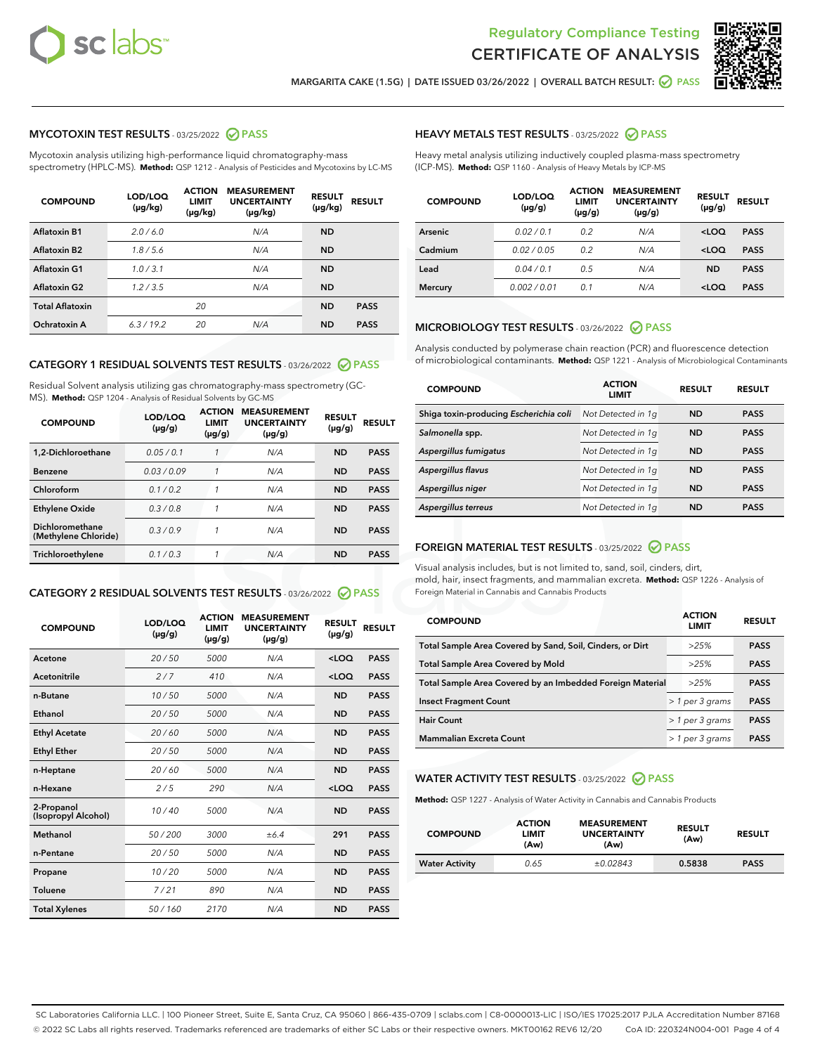Regulatory Compliance Testing
# CERTIFICATE OF ANALYSIS

MARGARITA CAKE (1.5G) | DATE ISSUED 03/26/2022 | OVERALL BATCH RESULT: PASS

## MYCOTOXIN TEST RESULTS - 03/25/2022 PASS

Mycotoxin analysis utilizing high-performance liquid chromatography-mass spectrometry (HPLC-MS). **Method:** QSP 1212 - Analysis of Pesticides and Mycotoxins by LC-MS

| COMPOUND | LOD/LOQ (µg/kg) | ACTION LIMIT (µg/kg) | MEASUREMENT UNCERTAINTY (µg/kg) | RESULT (µg/kg) | RESULT |
|---|---|---|---|---|---|
| Aflatoxin B1 | 2.0 / 6.0 | | N/A | ND | |
| Aflatoxin B2 | 1.8 / 5.6 | | N/A | ND | |
| Aflatoxin G1 | 1.0 / 3.1 | | N/A | ND | |
| Aflatoxin G2 | 1.2 / 3.5 | | N/A | ND | |
| Total Aflatoxin | | 20 | | ND | PASS |
| Ochratoxin A | 6.3 / 19.2 | 20 | N/A | ND | PASS |

## CATEGORY 1 RESIDUAL SOLVENTS TEST RESULTS - 03/26/2022 PASS

Residual Solvent analysis utilizing gas chromatography-mass spectrometry (GC-MS). **Method:** QSP 1204 - Analysis of Residual Solvents by GC-MS

| COMPOUND | LOD/LOQ (µg/g) | ACTION LIMIT (µg/g) | MEASUREMENT UNCERTAINTY (µg/g) | RESULT (µg/g) | RESULT |
|---|---|---|---|---|---|
| 1,2-Dichloroethane | 0.05 / 0.1 | 1 | N/A | ND | PASS |
| Benzene | 0.03 / 0.09 | 1 | N/A | ND | PASS |
| Chloroform | 0.1 / 0.2 | 1 | N/A | ND | PASS |
| Ethylene Oxide | 0.3 / 0.8 | 1 | N/A | ND | PASS |
| Dichloromethane (Methylene Chloride) | 0.3 / 0.9 | 1 | N/A | ND | PASS |
| Trichloroethylene | 0.1 / 0.3 | 1 | N/A | ND | PASS |

## CATEGORY 2 RESIDUAL SOLVENTS TEST RESULTS - 03/26/2022 PASS

| COMPOUND | LOD/LOQ (µg/g) | ACTION LIMIT (µg/g) | MEASUREMENT UNCERTAINTY (µg/g) | RESULT (µg/g) | RESULT |
|---|---|---|---|---|---|
| Acetone | 20 / 50 | 5000 | N/A | <LOQ | PASS |
| Acetonitrile | 2 / 7 | 410 | N/A | <LOQ | PASS |
| n-Butane | 10 / 50 | 5000 | N/A | ND | PASS |
| Ethanol | 20 / 50 | 5000 | N/A | ND | PASS |
| Ethyl Acetate | 20 / 60 | 5000 | N/A | ND | PASS |
| Ethyl Ether | 20 / 50 | 5000 | N/A | ND | PASS |
| n-Heptane | 20 / 60 | 5000 | N/A | ND | PASS |
| n-Hexane | 2 / 5 | 290 | N/A | <LOQ | PASS |
| 2-Propanol (Isopropyl Alcohol) | 10 / 40 | 5000 | N/A | ND | PASS |
| Methanol | 50 / 200 | 3000 | ±6.4 | 291 | PASS |
| n-Pentane | 20 / 50 | 5000 | N/A | ND | PASS |
| Propane | 10 / 20 | 5000 | N/A | ND | PASS |
| Toluene | 7 / 21 | 890 | N/A | ND | PASS |
| Total Xylenes | 50 / 160 | 2170 | N/A | ND | PASS |

## HEAVY METALS TEST RESULTS - 03/25/2022 PASS

Heavy metal analysis utilizing inductively coupled plasma-mass spectrometry (ICP-MS). **Method:** QSP 1160 - Analysis of Heavy Metals by ICP-MS

| COMPOUND | LOD/LOQ (µg/g) | ACTION LIMIT (µg/g) | MEASUREMENT UNCERTAINTY (µg/g) | RESULT (µg/g) | RESULT |
|---|---|---|---|---|---|
| Arsenic | 0.02 / 0.1 | 0.2 | N/A | <LOQ | PASS |
| Cadmium | 0.02 / 0.05 | 0.2 | N/A | <LOQ | PASS |
| Lead | 0.04 / 0.1 | 0.5 | N/A | ND | PASS |
| Mercury | 0.002 / 0.01 | 0.1 | N/A | <LOQ | PASS |

## MICROBIOLOGY TEST RESULTS - 03/26/2022 PASS

Analysis conducted by polymerase chain reaction (PCR) and fluorescence detection of microbiological contaminants. **Method:** QSP 1221 - Analysis of Microbiological Contaminants

| COMPOUND | ACTION LIMIT | RESULT | RESULT |
|---|---|---|---|
| Shiga toxin-producing *Escherichia coli* | Not Detected in 1g | ND | PASS |
| *Salmonella* spp. | Not Detected in 1g | ND | PASS |
| *Aspergillus fumigatus* | Not Detected in 1g | ND | PASS |
| *Aspergillus flavus* | Not Detected in 1g | ND | PASS |
| *Aspergillus niger* | Not Detected in 1g | ND | PASS |
| *Aspergillus terreus* | Not Detected in 1g | ND | PASS |

## FOREIGN MATERIAL TEST RESULTS - 03/25/2022 PASS

Visual analysis includes, but is not limited to, sand, soil, cinders, dirt, mold, hair, insect fragments, and mammalian excreta. **Method:** QSP 1226 - Analysis of Foreign Material in Cannabis and Cannabis Products

| COMPOUND | ACTION LIMIT | RESULT |
|---|---|---|
| Total Sample Area Covered by Sand, Soil, Cinders, or Dirt | >25% | PASS |
| Total Sample Area Covered by Mold | >25% | PASS |
| Total Sample Area Covered by an Imbedded Foreign Material | >25% | PASS |
| Insect Fragment Count | > 1 per 3 grams | PASS |
| Hair Count | > 1 per 3 grams | PASS |
| Mammalian Excreta Count | > 1 per 3 grams | PASS |

## WATER ACTIVITY TEST RESULTS - 03/25/2022 PASS

**Method:** QSP 1227 - Analysis of Water Activity in Cannabis and Cannabis Products

| COMPOUND | ACTION LIMIT (Aw) | MEASUREMENT UNCERTAINTY (Aw) | RESULT (Aw) | RESULT |
|---|---|---|---|---|
| Water Activity | 0.65 | ±0.02843 | 0.5838 | PASS |

SC Laboratories California LLC. | 100 Pioneer Street, Suite E, Santa Cruz, CA 95060 | 866-435-0709 | sclabs.com | C8-0000013-LIC | ISO/IES 17025:2017 PJLA Accreditation Number 87168
© 2022 SC Labs all rights reserved. Trademarks referenced are trademarks of either SC Labs or their respective owners. MKT00162 REV6 12/20 CoA ID: 220324N004-001